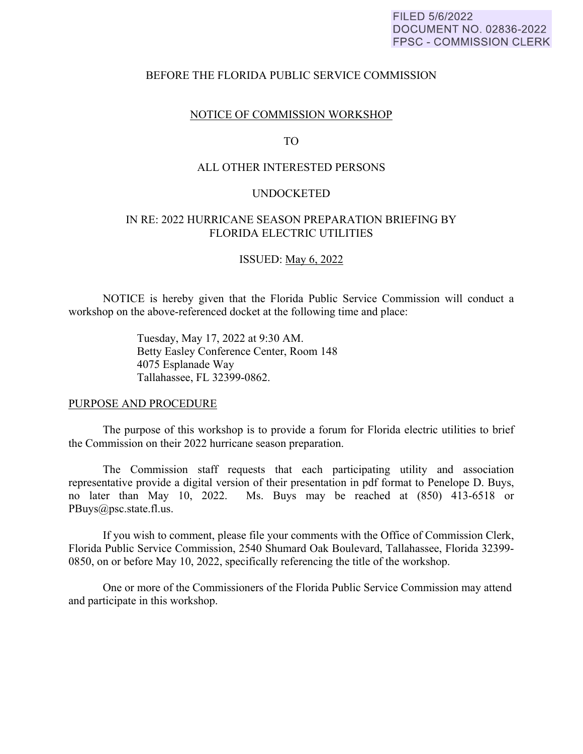FILED 5/6/2022
DOCUMENT NO. 02836-2022
FPSC - COMMISSION CLERK

BEFORE THE FLORIDA PUBLIC SERVICE COMMISSION

NOTICE OF COMMISSION WORKSHOP

TO

ALL OTHER INTERESTED PERSONS

UNDOCKETED

IN RE: 2022 HURRICANE SEASON PREPARATION BRIEFING BY FLORIDA ELECTRIC UTILITIES

ISSUED: May 6, 2022

NOTICE is hereby given that the Florida Public Service Commission will conduct a workshop on the above-referenced docket at the following time and place:

> Tuesday, May 17, 2022 at 9:30 AM.
> Betty Easley Conference Center, Room 148
> 4075 Esplanade Way
> Tallahassee, FL 32399-0862.

PURPOSE AND PROCEDURE

The purpose of this workshop is to provide a forum for Florida electric utilities to brief the Commission on their 2022 hurricane season preparation.

The Commission staff requests that each participating utility and association representative provide a digital version of their presentation in pdf format to Penelope D. Buys, no later than May 10, 2022. Ms. Buys may be reached at (850) 413-6518 or PBuys@psc.state.fl.us.

If you wish to comment, please file your comments with the Office of Commission Clerk, Florida Public Service Commission, 2540 Shumard Oak Boulevard, Tallahassee, Florida 32399-0850, on or before May 10, 2022, specifically referencing the title of the workshop.

One or more of the Commissioners of the Florida Public Service Commission may attend and participate in this workshop.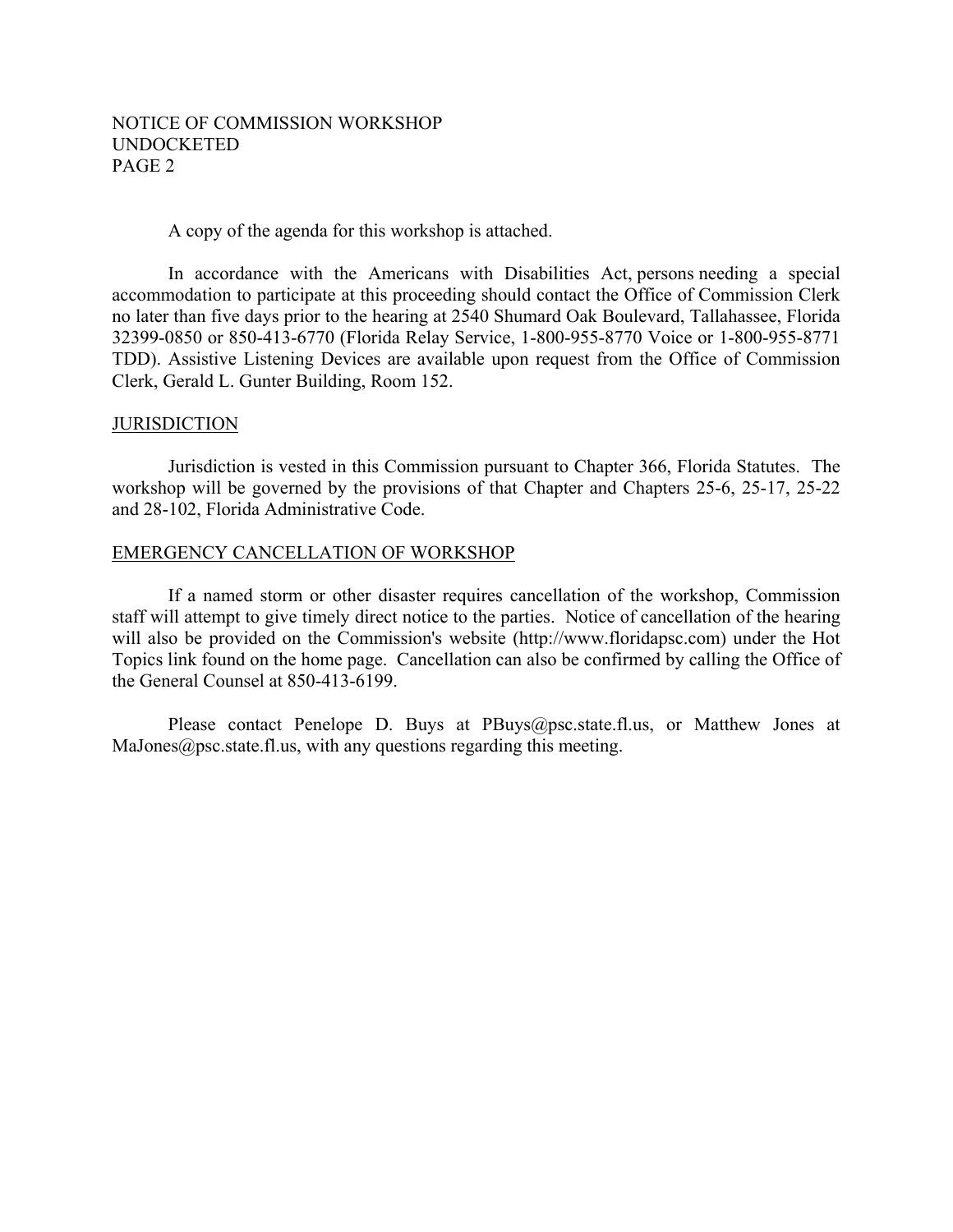A copy of the agenda for this workshop is attached.

In accordance with the Americans with Disabilities Act, persons needing a special accommodation to participate at this proceeding should contact the Office of Commission Clerk no later than five days prior to the hearing at 2540 Shumard Oak Boulevard, Tallahassee, Florida 32399-0850 or 850-413-6770 (Florida Relay Service, 1-800-955-8770 Voice or 1-800-955-8771 TDD). Assistive Listening Devices are available upon request from the Office of Commission Clerk, Gerald L. Gunter Building, Room 152.

## JURISDICTION

Jurisdiction is vested in this Commission pursuant to Chapter 366, Florida Statutes. The workshop will be governed by the provisions of that Chapter and Chapters 25-6, 25-17, 25-22 and 28-102, Florida Administrative Code.

## EMERGENCY CANCELLATION OF WORKSHOP

If a named storm or other disaster requires cancellation of the workshop, Commission staff will attempt to give timely direct notice to the parties. Notice of cancellation of the hearing will also be provided on the Commission's website (http://www.floridapsc.com) under the Hot Topics link found on the home page. Cancellation can also be confirmed by calling the Office of the General Counsel at 850-413-6199.

Please contact Penelope D. Buys at PBuys@psc.state.fl.us, or Matthew Jones at MaJones@psc.state.fl.us, with any questions regarding this meeting.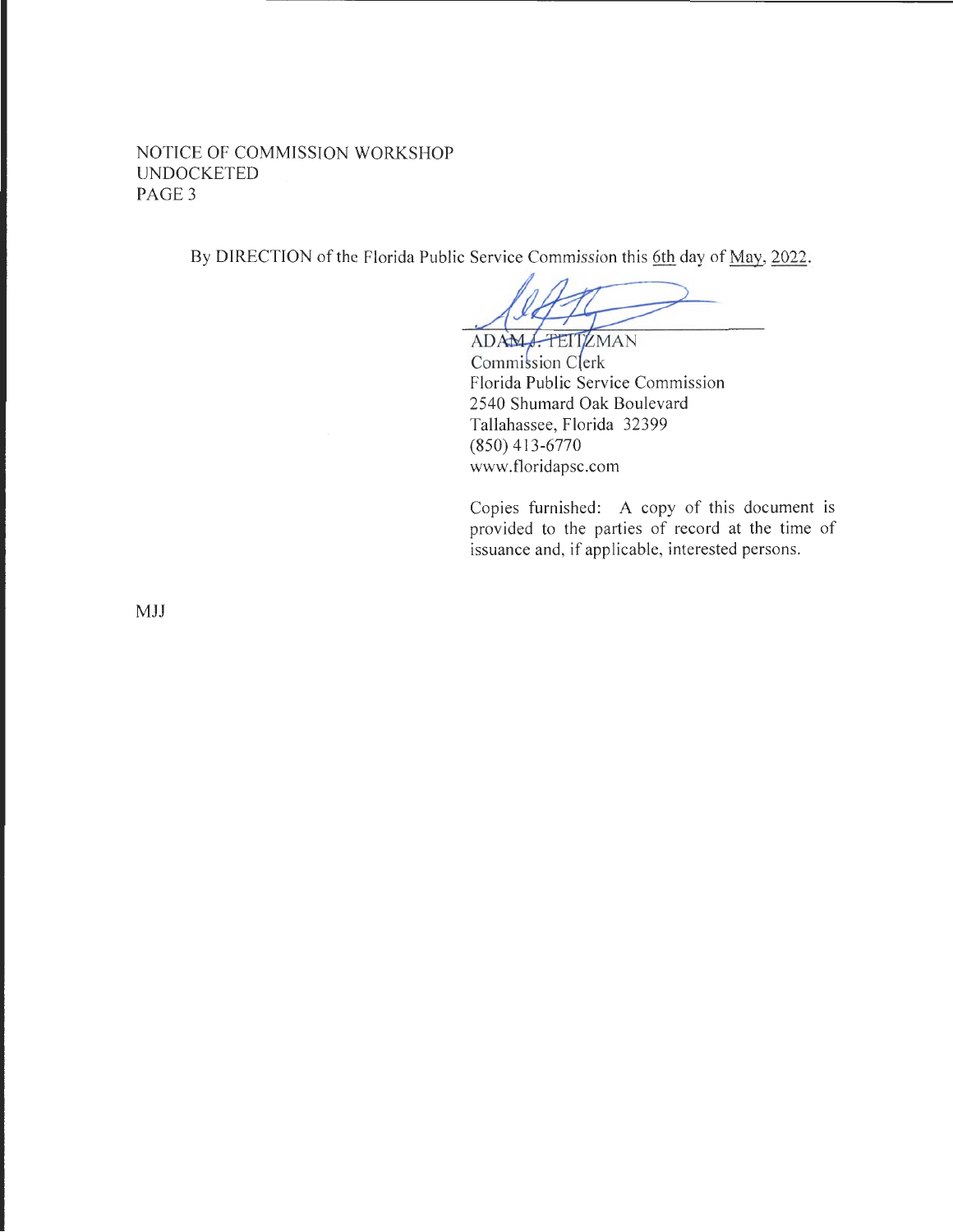By DIRECTION of the Florida Public Service Commission this 6th day of May, 2022.

ADAM J. TEITZMAN
Commission Clerk
Florida Public Service Commission
2540 Shumard Oak Boulevard
Tallahassee, Florida 32399
(850) 413-6770
www.floridapsc.com

Copies furnished: A copy of this document is provided to the parties of record at the time of issuance and, if applicable, interested persons.

MJJ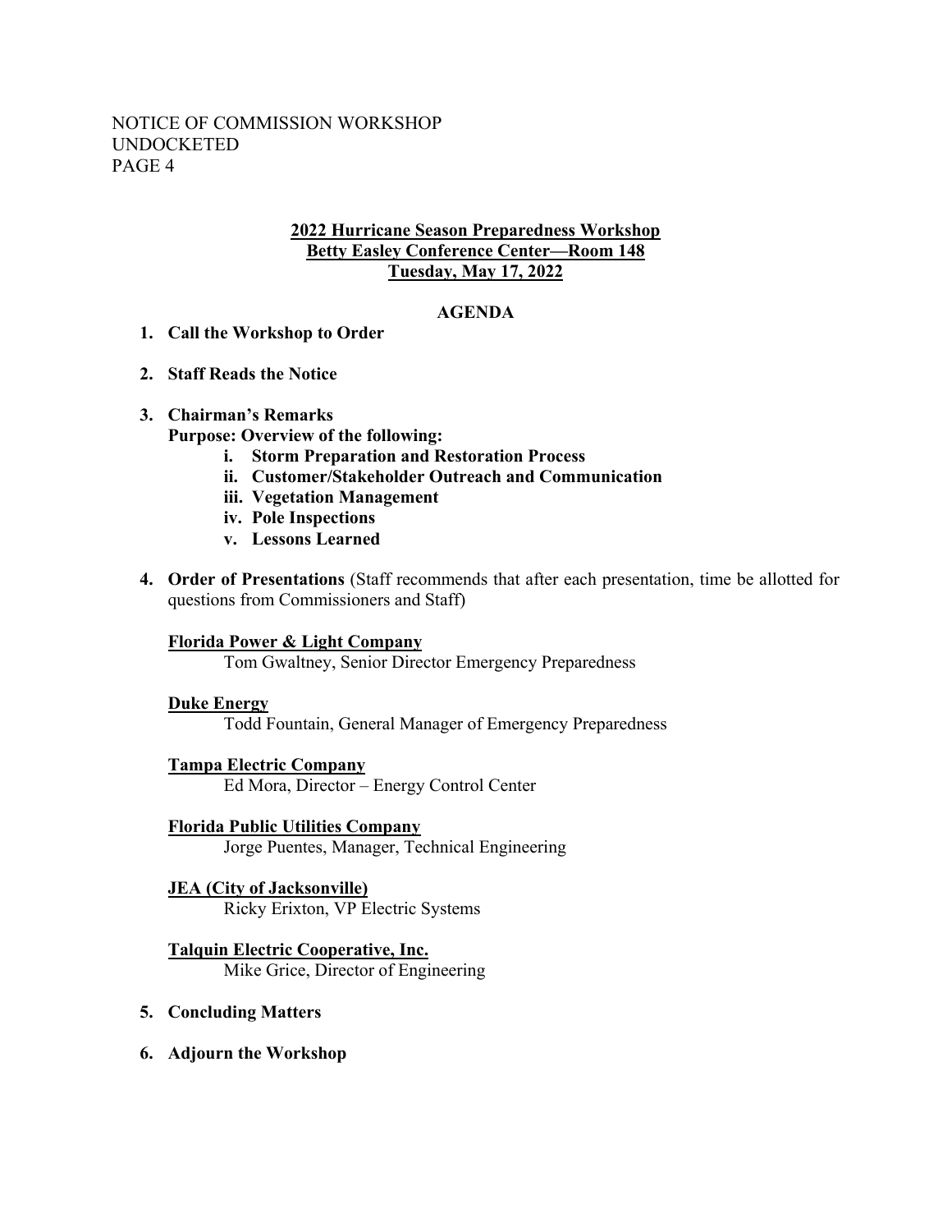## 2022 Hurricane Season Preparedness Workshop
## Betty Easley Conference Center—Room 148
## Tuesday, May 17, 2022

### AGENDA

1. **Call the Workshop to Order**

2. **Staff Reads the Notice**

3. **Chairman's Remarks**
   **Purpose: Overview of the following:**
   - **i. Storm Preparation and Restoration Process**
   - **ii. Customer/Stakeholder Outreach and Communication**
   - **iii. Vegetation Management**
   - **iv. Pole Inspections**
   - **v. Lessons Learned**

4. **Order of Presentations** (Staff recommends that after each presentation, time be allotted for questions from Commissioners and Staff)

   **Florida Power & Light Company**
   Tom Gwaltney, Senior Director Emergency Preparedness

   **Duke Energy**
   Todd Fountain, General Manager of Emergency Preparedness

   **Tampa Electric Company**
   Ed Mora, Director – Energy Control Center

   **Florida Public Utilities Company**
   Jorge Puentes, Manager, Technical Engineering

   **JEA (City of Jacksonville)**
   Ricky Erixton, VP Electric Systems

   **Talquin Electric Cooperative, Inc.**
   Mike Grice, Director of Engineering

5. **Concluding Matters**

6. **Adjourn the Workshop**